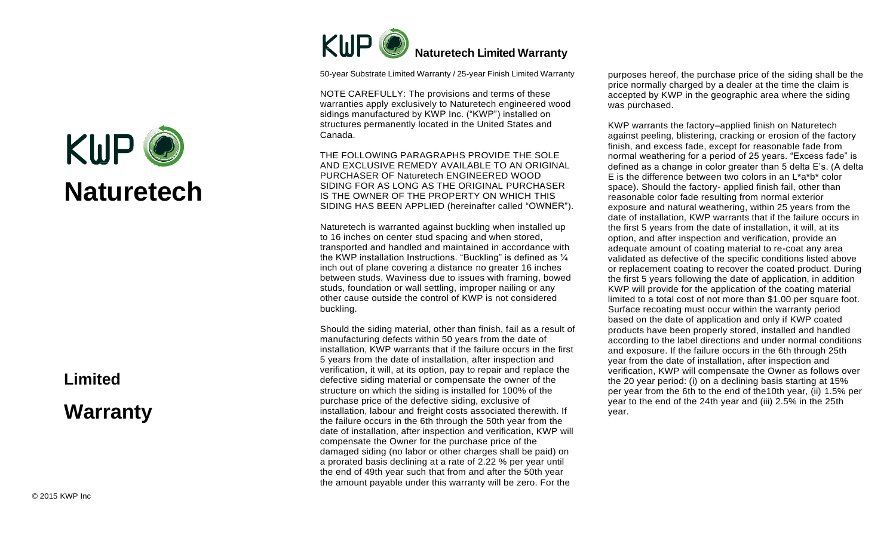# KWP Naturetech

## Limited Warranty

© 2015 KWP Inc

## KWP Naturetech Limited Warranty

50-year Substrate Limited Warranty / 25-year Finish Limited Warranty

NOTE CAREFULLY: The provisions and terms of these warranties apply exclusively to Naturetech engineered wood sidings manufactured by KWP Inc. ("KWP") installed on structures permanently located in the United States and Canada.

THE FOLLOWING PARAGRAPHS PROVIDE THE SOLE AND EXCLUSIVE REMEDY AVAILABLE TO AN ORIGINAL PURCHASER OF Naturetech ENGINEERED WOOD SIDING FOR AS LONG AS THE ORIGINAL PURCHASER IS THE OWNER OF THE PROPERTY ON WHICH THIS SIDING HAS BEEN APPLIED (hereinafter called "OWNER").

Naturetech is warranted against buckling when installed up to 16 inches on center stud spacing and when stored, transported and handled and maintained in accordance with the KWP installation Instructions. "Buckling" is defined as ¼ inch out of plane covering a distance no greater 16 inches between studs. Waviness due to issues with framing, bowed studs, foundation or wall settling, improper nailing or any other cause outside the control of KWP is not considered buckling.

Should the siding material, other than finish, fail as a result of manufacturing defects within 50 years from the date of installation, KWP warrants that if the failure occurs in the first 5 years from the date of installation, after inspection and verification, it will, at its option, pay to repair and replace the defective siding material or compensate the owner of the structure on which the siding is installed for 100% of the purchase price of the defective siding, exclusive of installation, labour and freight costs associated therewith. If the failure occurs in the 6th through the 50th year from the date of installation, after inspection and verification, KWP will compensate the Owner for the purchase price of the damaged siding (no labor or other charges shall be paid) on a prorated basis declining at a rate of 2.22 % per year until the end of 49th year such that from and after the 50th year the amount payable under this warranty will be zero. For the purposes hereof, the purchase price of the siding shall be the price normally charged by a dealer at the time the claim is accepted by KWP in the geographic area where the siding was purchased.

KWP warrants the factory–applied finish on Naturetech against peeling, blistering, cracking or erosion of the factory finish, and excess fade, except for reasonable fade from normal weathering for a period of 25 years. "Excess fade" is defined as a change in color greater than 5 delta E's. (A delta E is the difference between two colors in an L*a*b* color space). Should the factory- applied finish fail, other than reasonable color fade resulting from normal exterior exposure and natural weathering, within 25 years from the date of installation, KWP warrants that if the failure occurs in the first 5 years from the date of installation, it will, at its option, and after inspection and verification, provide an adequate amount of coating material to re-coat any area validated as defective of the specific conditions listed above or replacement coating to recover the coated product. During the first 5 years following the date of application, in addition KWP will provide for the application of the coating material limited to a total cost of not more than $1.00 per square foot. Surface recoating must occur within the warranty period based on the date of application and only if KWP coated products have been properly stored, installed and handled according to the label directions and under normal conditions and exposure. If the failure occurs in the 6th through 25th year from the date of installation, after inspection and verification, KWP will compensate the Owner as follows over the 20 year period: (i) on a declining basis starting at 15% per year from the 6th to the end of the10th year, (ii) 1.5% per year to the end of the 24th year and (iii) 2.5% in the 25th year.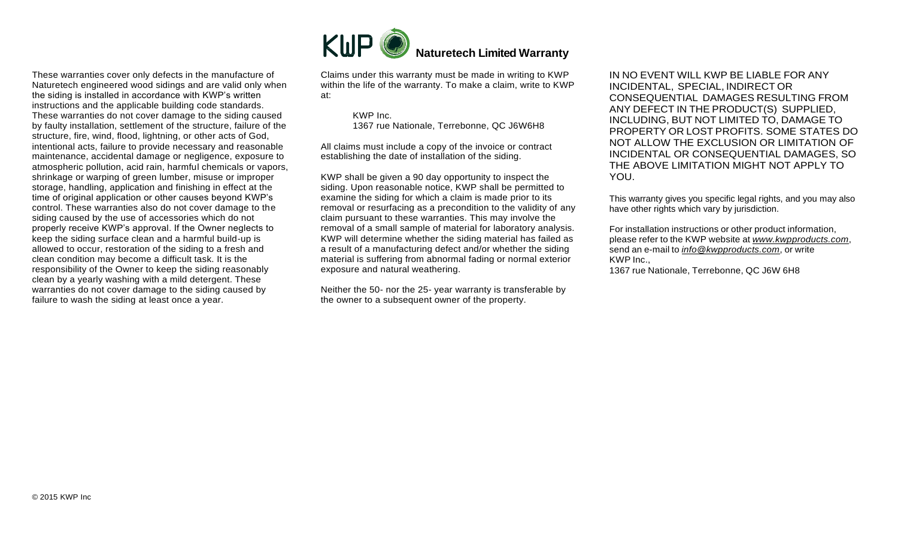## Naturetech Limited Warranty

These warranties cover only defects in the manufacture of Naturetech engineered wood sidings and are valid only when the siding is installed in accordance with KWP's written instructions and the applicable building code standards. These warranties do not cover damage to the siding caused by faulty installation, settlement of the structure, failure of the structure, fire, wind, flood, lightning, or other acts of God, intentional acts, failure to provide necessary and reasonable maintenance, accidental damage or negligence, exposure to atmospheric pollution, acid rain, harmful chemicals or vapors, shrinkage or warping of green lumber, misuse or improper storage, handling, application and finishing in effect at the time of original application or other causes beyond KWP's control. These warranties also do not cover damage to the siding caused by the use of accessories which do not properly receive KWP's approval. If the Owner neglects to keep the siding surface clean and a harmful build-up is allowed to occur, restoration of the siding to a fresh and clean condition may become a difficult task. It is the responsibility of the Owner to keep the siding reasonably clean by a yearly washing with a mild detergent. These warranties do not cover damage to the siding caused by failure to wash the siding at least once a year.

Claims under this warranty must be made in writing to KWP within the life of the warranty. To make a claim, write to KWP at:

> KWP Inc.
> 1367 rue Nationale, Terrebonne, QC J6W6H8

All claims must include a copy of the invoice or contract establishing the date of installation of the siding.

KWP shall be given a 90 day opportunity to inspect the siding. Upon reasonable notice, KWP shall be permitted to examine the siding for which a claim is made prior to its removal or resurfacing as a precondition to the validity of any claim pursuant to these warranties. This may involve the removal of a small sample of material for laboratory analysis. KWP will determine whether the siding material has failed as a result of a manufacturing defect and/or whether the siding material is suffering from abnormal fading or normal exterior exposure and natural weathering.

Neither the 50- nor the 25- year warranty is transferable by the owner to a subsequent owner of the property.

IN NO EVENT WILL KWP BE LIABLE FOR ANY INCIDENTAL, SPECIAL, INDIRECT OR CONSEQUENTIAL DAMAGES RESULTING FROM ANY DEFECT IN THE PRODUCT(S) SUPPLIED, INCLUDING, BUT NOT LIMITED TO, DAMAGE TO PROPERTY OR LOST PROFITS. SOME STATES DO NOT ALLOW THE EXCLUSION OR LIMITATION OF INCIDENTAL OR CONSEQUENTIAL DAMAGES, SO THE ABOVE LIMITATION MIGHT NOT APPLY TO YOU.

This warranty gives you specific legal rights, and you may also have other rights which vary by jurisdiction.

For installation instructions or other product information, please refer to the KWP website at *www.kwpproducts.com*, send an e-mail to *info@kwpproducts.com*, or write
KWP Inc.,
1367 rue Nationale, Terrebonne, QC J6W 6H8

© 2015 KWP Inc